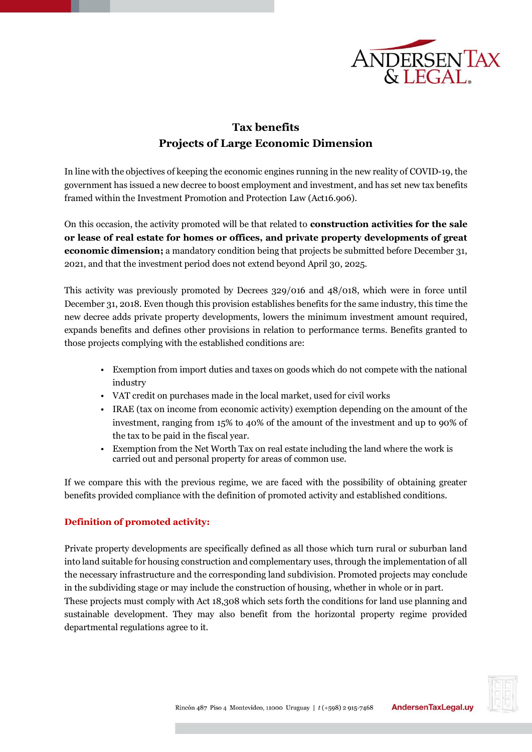# Tax benefits
## Projects of Large Economic Dimension

In line with the objectives of keeping the economic engines running in the new reality of COVID-19, the government has issued a new decree to boost employment and investment, and has set new tax benefits framed within the Investment Promotion and Protection Law (Act16.906).

On this occasion, the activity promoted will be that related to **construction activities for the sale or lease of real estate for homes or offices, and private property developments of great economic dimension;** a mandatory condition being that projects be submitted before December 31, 2021, and that the investment period does not extend beyond April 30, 2025.

This activity was previously promoted by Decrees 329/016 and 48/018, which were in force until December 31, 2018. Even though this provision establishes benefits for the same industry, this time the new decree adds private property developments, lowers the minimum investment amount required, expands benefits and defines other provisions in relation to performance terms. Benefits granted to those projects complying with the established conditions are:

- Exemption from import duties and taxes on goods which do not compete with the national industry
- VAT credit on purchases made in the local market, used for civil works
- IRAE (tax on income from economic activity) exemption depending on the amount of the investment, ranging from 15% to 40% of the amount of the investment and up to 90% of the tax to be paid in the fiscal year.
- Exemption from the Net Worth Tax on real estate including the land where the work is carried out and personal property for areas of common use.

If we compare this with the previous regime, we are faced with the possibility of obtaining greater benefits provided compliance with the definition of promoted activity and established conditions.

### Definition of promoted activity:

Private property developments are specifically defined as all those which turn rural or suburban land into land suitable for housing construction and complementary uses, through the implementation of all the necessary infrastructure and the corresponding land subdivision. Promoted projects may conclude in the subdividing stage or may include the construction of housing, whether in whole or in part.
These projects must comply with Act 18,308 which sets forth the conditions for land use planning and sustainable development. They may also benefit from the horizontal property regime provided departmental regulations agree to it.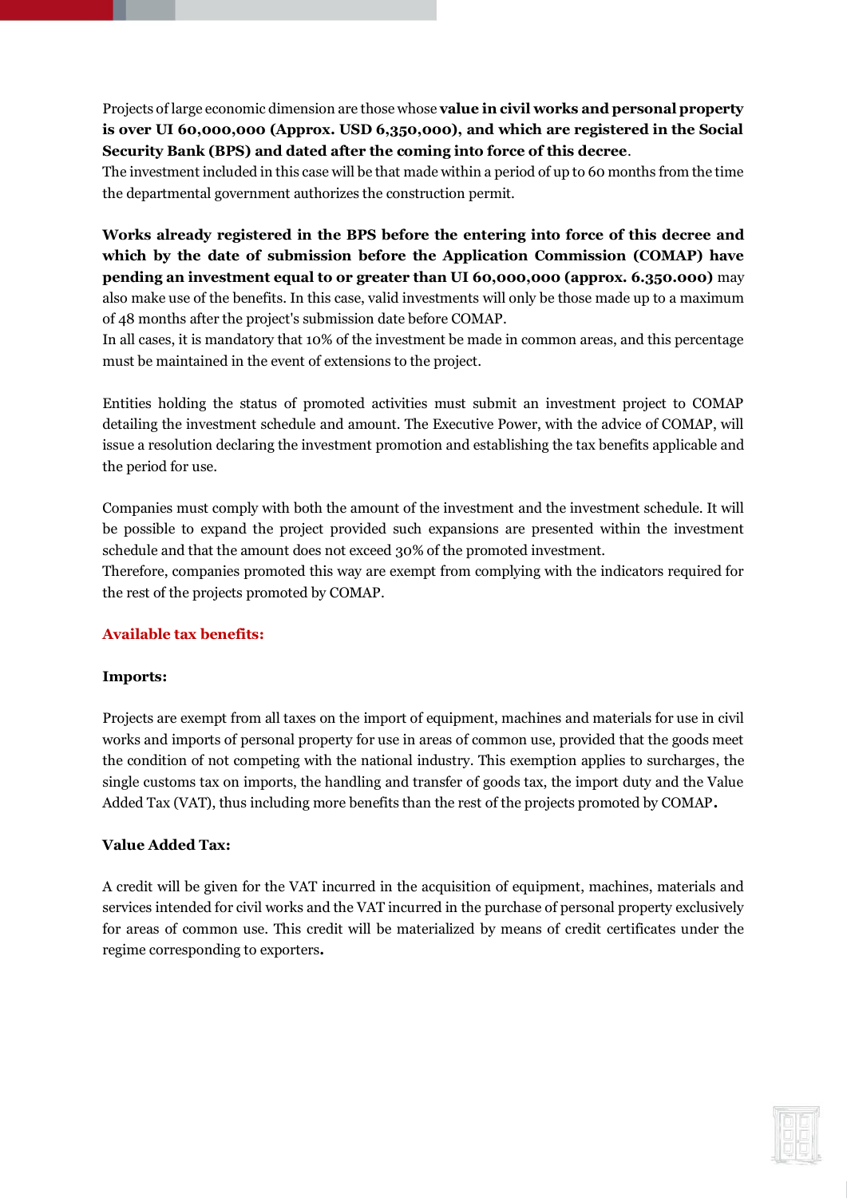Projects of large economic dimension are those whose **value in civil works and personal property is over UI 60,000,000 (Approx. USD 6,350,000), and which are registered in the Social Security Bank (BPS) and dated after the coming into force of this decree**.
The investment included in this case will be that made within a period of up to 60 months from the time the departmental government authorizes the construction permit.

**Works already registered in the BPS before the entering into force of this decree and which by the date of submission before the Application Commission (COMAP) have pending an investment equal to or greater than UI 60,000,000 (approx. 6.350.000)** may also make use of the benefits. In this case, valid investments will only be those made up to a maximum of 48 months after the project's submission date before COMAP.
In all cases, it is mandatory that 10% of the investment be made in common areas, and this percentage must be maintained in the event of extensions to the project.

Entities holding the status of promoted activities must submit an investment project to COMAP detailing the investment schedule and amount. The Executive Power, with the advice of COMAP, will issue a resolution declaring the investment promotion and establishing the tax benefits applicable and the period for use.

Companies must comply with both the amount of the investment and the investment schedule. It will be possible to expand the project provided such expansions are presented within the investment schedule and that the amount does not exceed 30% of the promoted investment.
Therefore, companies promoted this way are exempt from complying with the indicators required for the rest of the projects promoted by COMAP.

## Available tax benefits:

### Imports:

Projects are exempt from all taxes on the import of equipment, machines and materials for use in civil works and imports of personal property for use in areas of common use, provided that the goods meet the condition of not competing with the national industry. This exemption applies to surcharges, the single customs tax on imports, the handling and transfer of goods tax, the import duty and the Value Added Tax (VAT), thus including more benefits than the rest of the projects promoted by COMAP**.**

### Value Added Tax:

A credit will be given for the VAT incurred in the acquisition of equipment, machines, materials and services intended for civil works and the VAT incurred in the purchase of personal property exclusively for areas of common use. This credit will be materialized by means of credit certificates under the regime corresponding to exporters**.**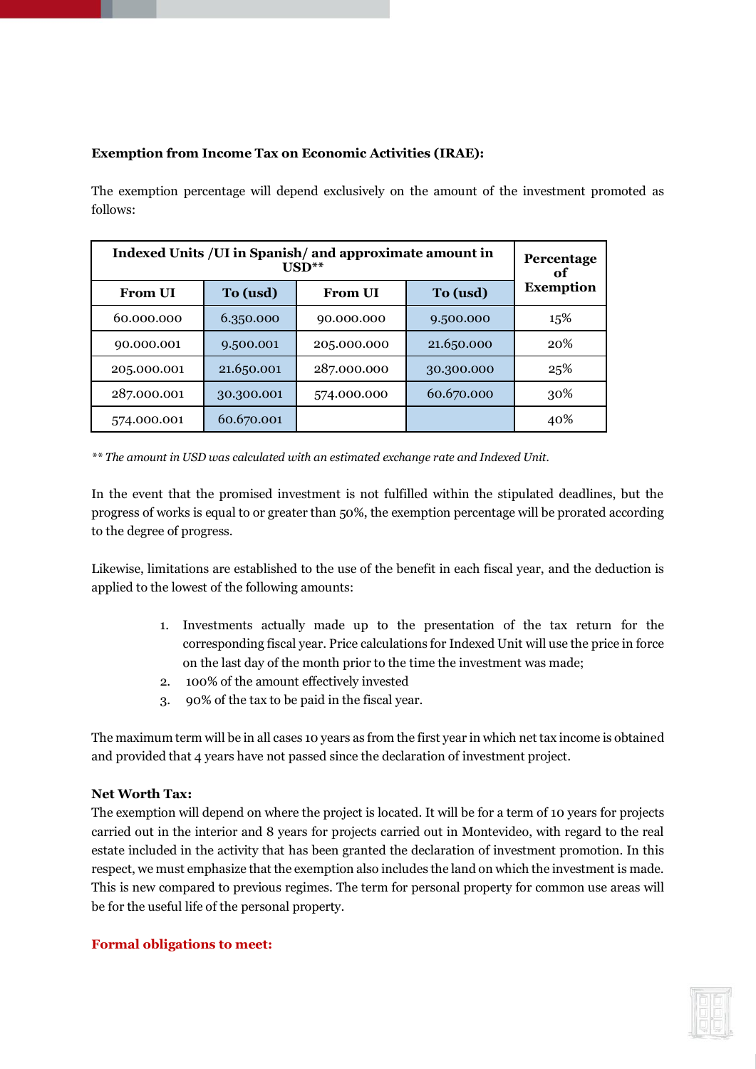**Exemption from Income Tax on Economic Activities (IRAE):**

The exemption percentage will depend exclusively on the amount of the investment promoted as follows:

| Indexed Units /UI in Spanish/ and approximate amount in USD** | | | | Percentage of Exemption |
|---|---|---|---|---|
| From UI | To (usd) | From UI | To (usd) | |
| 60.000.000 | 6.350.000 | 90.000.000 | 9.500.000 | 15% |
| 90.000.001 | 9.500.001 | 205.000.000 | 21.650.000 | 20% |
| 205.000.001 | 21.650.001 | 287.000.000 | 30.300.000 | 25% |
| 287.000.001 | 30.300.001 | 574.000.000 | 60.670.000 | 30% |
| 574.000.001 | 60.670.001 | | | 40% |

*** The amount in USD was calculated with an estimated exchange rate and Indexed Unit.*

In the event that the promised investment is not fulfilled within the stipulated deadlines, but the progress of works is equal to or greater than 50%, the exemption percentage will be prorated according to the degree of progress.

Likewise, limitations are established to the use of the benefit in each fiscal year, and the deduction is applied to the lowest of the following amounts:

1. Investments actually made up to the presentation of the tax return for the corresponding fiscal year. Price calculations for Indexed Unit will use the price in force on the last day of the month prior to the time the investment was made;
2. 100% of the amount effectively invested
3. 90% of the tax to be paid in the fiscal year.

The maximum term will be in all cases 10 years as from the first year in which net tax income is obtained and provided that 4 years have not passed since the declaration of investment project.

**Net Worth Tax:**
The exemption will depend on where the project is located. It will be for a term of 10 years for projects carried out in the interior and 8 years for projects carried out in Montevideo, with regard to the real estate included in the activity that has been granted the declaration of investment promotion. In this respect, we must emphasize that the exemption also includes the land on which the investment is made. This is new compared to previous regimes. The term for personal property for common use areas will be for the useful life of the personal property.

**Formal obligations to meet:**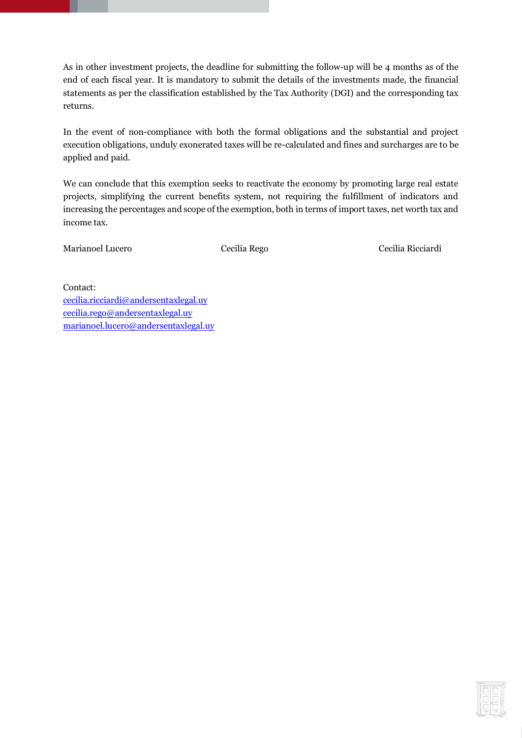As in other investment projects, the deadline for submitting the follow-up will be 4 months as of the end of each fiscal year. It is mandatory to submit the details of the investments made, the financial statements as per the classification established by the Tax Authority (DGI) and the corresponding tax returns.

In the event of non-compliance with both the formal obligations and the substantial and project execution obligations, unduly exonerated taxes will be re-calculated and fines and surcharges are to be applied and paid.

We can conclude that this exemption seeks to reactivate the economy by promoting large real estate projects, simplifying the current benefits system, not requiring the fulfillment of indicators and increasing the percentages and scope of the exemption, both in terms of import taxes, net worth tax and income tax.

Marianoel Lucero Cecilia Rego Cecilia Ricciardi

Contact:
cecilia.ricciardi@andersentaxlegal.uy
cecilia.rego@andersentaxlegal.uy
marianoel.lucero@andersentaxlegal.uy